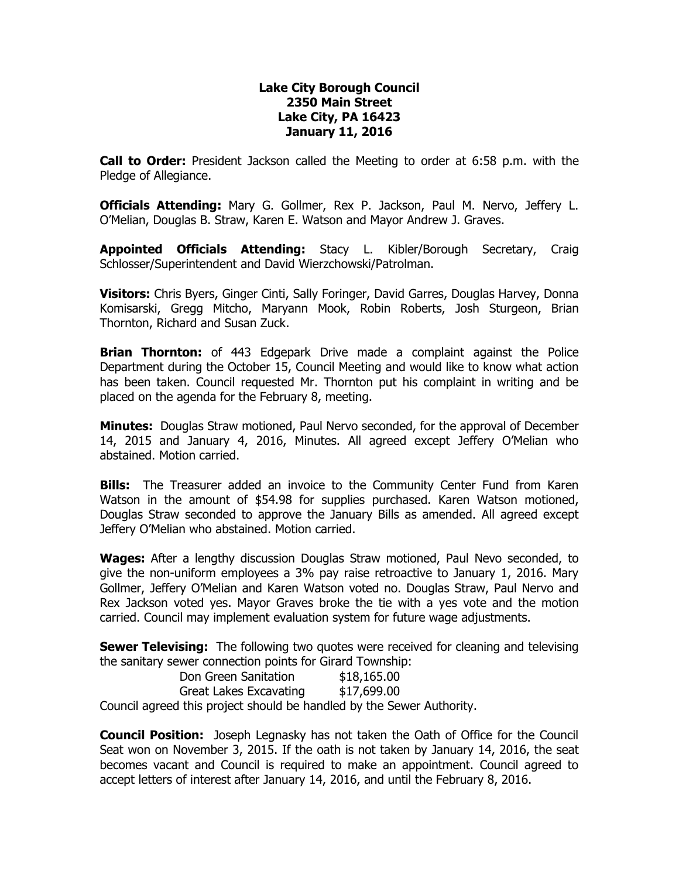**Lake City Borough Council**
**2350 Main Street**
**Lake City, PA 16423**
**January 11, 2016**

**Call to Order:** President Jackson called the Meeting to order at 6:58 p.m. with the Pledge of Allegiance.

**Officials Attending:** Mary G. Gollmer, Rex P. Jackson, Paul M. Nervo, Jeffery L. O'Melian, Douglas B. Straw, Karen E. Watson and Mayor Andrew J. Graves.

**Appointed Officials Attending:** Stacy L. Kibler/Borough Secretary, Craig Schlosser/Superintendent and David Wierzchowski/Patrolman.

**Visitors:** Chris Byers, Ginger Cinti, Sally Foringer, David Garres, Douglas Harvey, Donna Komisarski, Gregg Mitcho, Maryann Mook, Robin Roberts, Josh Sturgeon, Brian Thornton, Richard and Susan Zuck.

**Brian Thornton:** of 443 Edgepark Drive made a complaint against the Police Department during the October 15, Council Meeting and would like to know what action has been taken. Council requested Mr. Thornton put his complaint in writing and be placed on the agenda for the February 8, meeting.

**Minutes:** Douglas Straw motioned, Paul Nervo seconded, for the approval of December 14, 2015 and January 4, 2016, Minutes. All agreed except Jeffery O'Melian who abstained. Motion carried.

**Bills:** The Treasurer added an invoice to the Community Center Fund from Karen Watson in the amount of $54.98 for supplies purchased. Karen Watson motioned, Douglas Straw seconded to approve the January Bills as amended. All agreed except Jeffery O'Melian who abstained. Motion carried.

**Wages:** After a lengthy discussion Douglas Straw motioned, Paul Nevo seconded, to give the non-uniform employees a 3% pay raise retroactive to January 1, 2016. Mary Gollmer, Jeffery O'Melian and Karen Watson voted no. Douglas Straw, Paul Nervo and Rex Jackson voted yes. Mayor Graves broke the tie with a yes vote and the motion carried. Council may implement evaluation system for future wage adjustments.

**Sewer Televising:** The following two quotes were received for cleaning and televising the sanitary sewer connection points for Girard Township:

| | |
|---|---|
| Don Green Sanitation | $18,165.00 |
| Great Lakes Excavating | $17,699.00 |

Council agreed this project should be handled by the Sewer Authority.

**Council Position:** Joseph Legnasky has not taken the Oath of Office for the Council Seat won on November 3, 2015. If the oath is not taken by January 14, 2016, the seat becomes vacant and Council is required to make an appointment. Council agreed to accept letters of interest after January 14, 2016, and until the February 8, 2016.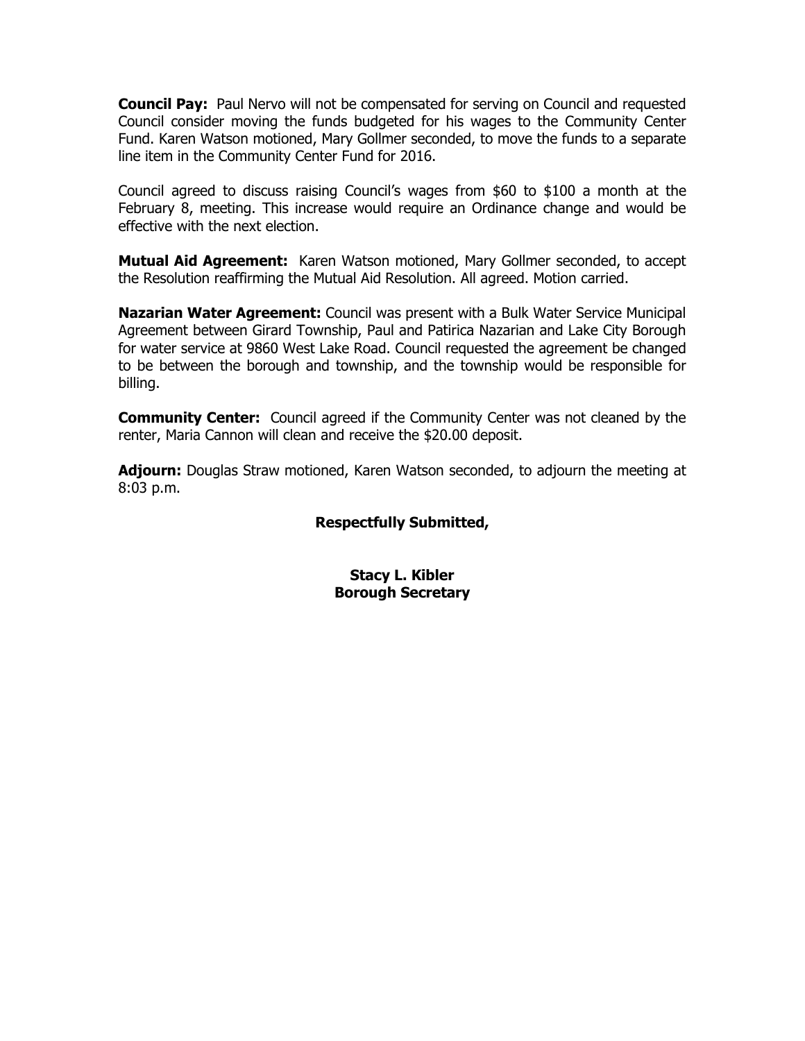**Council Pay:** Paul Nervo will not be compensated for serving on Council and requested Council consider moving the funds budgeted for his wages to the Community Center Fund. Karen Watson motioned, Mary Gollmer seconded, to move the funds to a separate line item in the Community Center Fund for 2016.

Council agreed to discuss raising Council's wages from $60 to $100 a month at the February 8, meeting. This increase would require an Ordinance change and would be effective with the next election.

**Mutual Aid Agreement:** Karen Watson motioned, Mary Gollmer seconded, to accept the Resolution reaffirming the Mutual Aid Resolution. All agreed. Motion carried.

**Nazarian Water Agreement:** Council was present with a Bulk Water Service Municipal Agreement between Girard Township, Paul and Patirica Nazarian and Lake City Borough for water service at 9860 West Lake Road. Council requested the agreement be changed to be between the borough and township, and the township would be responsible for billing.

**Community Center:** Council agreed if the Community Center was not cleaned by the renter, Maria Cannon will clean and receive the $20.00 deposit.

**Adjourn:** Douglas Straw motioned, Karen Watson seconded, to adjourn the meeting at 8:03 p.m.

**Respectfully Submitted,**

**Stacy L. Kibler**
**Borough Secretary**